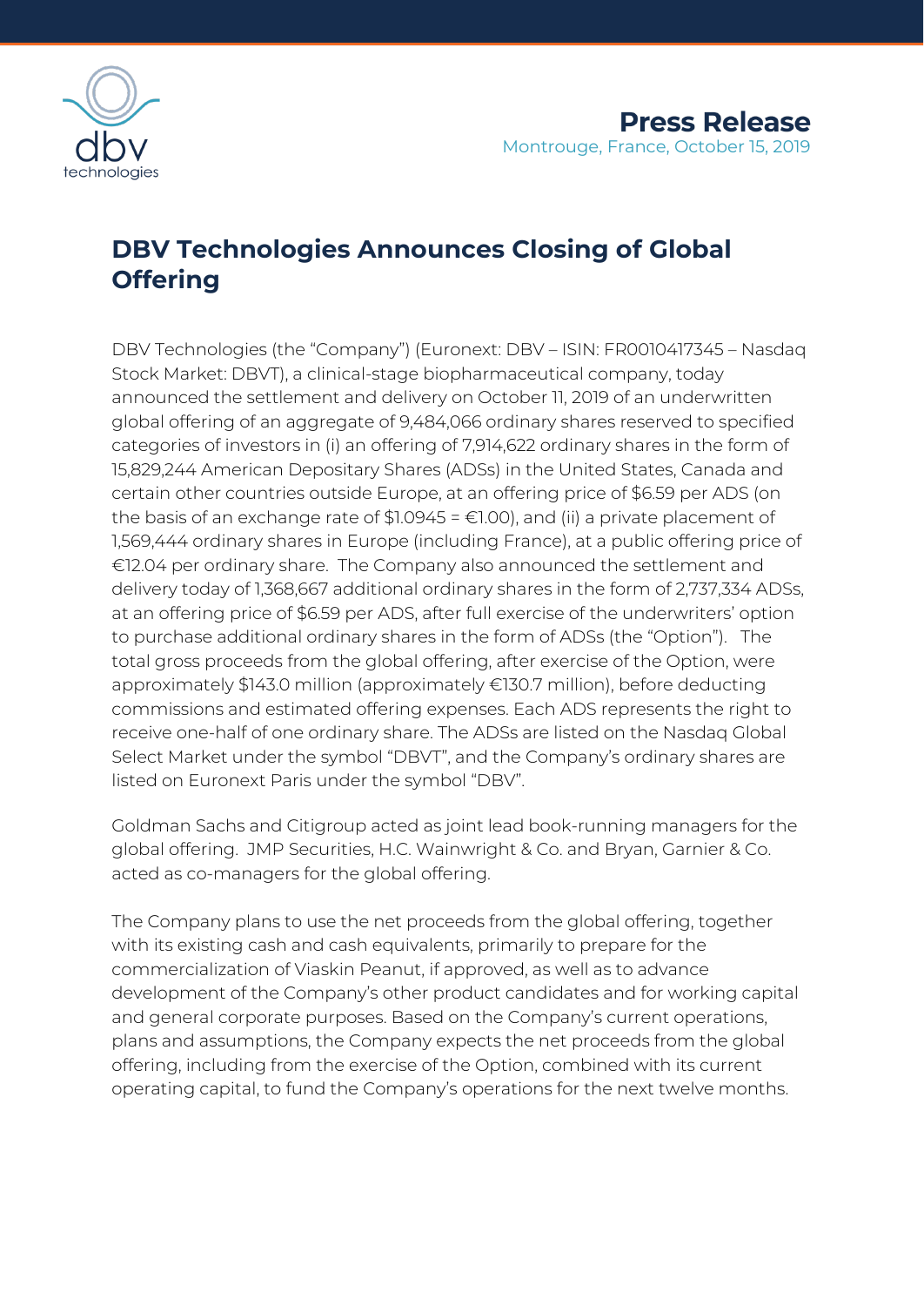**Press Release**
Montrouge, France, October 15, 2019

# DBV Technologies Announces Closing of Global Offering

DBV Technologies (the "Company") (Euronext: DBV – ISIN: FR0010417345 – Nasdaq Stock Market: DBVT), a clinical-stage biopharmaceutical company, today announced the settlement and delivery on October 11, 2019 of an underwritten global offering of an aggregate of 9,484,066 ordinary shares reserved to specified categories of investors in (i) an offering of 7,914,622 ordinary shares in the form of 15,829,244 American Depositary Shares (ADSs) in the United States, Canada and certain other countries outside Europe, at an offering price of $6.59 per ADS (on the basis of an exchange rate of $1.0945 = €1.00), and (ii) a private placement of 1,569,444 ordinary shares in Europe (including France), at a public offering price of €12.04 per ordinary share. The Company also announced the settlement and delivery today of 1,368,667 additional ordinary shares in the form of 2,737,334 ADSs, at an offering price of $6.59 per ADS, after full exercise of the underwriters' option to purchase additional ordinary shares in the form of ADSs (the "Option"). The total gross proceeds from the global offering, after exercise of the Option, were approximately $143.0 million (approximately €130.7 million), before deducting commissions and estimated offering expenses. Each ADS represents the right to receive one-half of one ordinary share. The ADSs are listed on the Nasdaq Global Select Market under the symbol "DBVT", and the Company's ordinary shares are listed on Euronext Paris under the symbol "DBV".

Goldman Sachs and Citigroup acted as joint lead book-running managers for the global offering. JMP Securities, H.C. Wainwright & Co. and Bryan, Garnier & Co. acted as co-managers for the global offering.

The Company plans to use the net proceeds from the global offering, together with its existing cash and cash equivalents, primarily to prepare for the commercialization of Viaskin Peanut, if approved, as well as to advance development of the Company's other product candidates and for working capital and general corporate purposes. Based on the Company's current operations, plans and assumptions, the Company expects the net proceeds from the global offering, including from the exercise of the Option, combined with its current operating capital, to fund the Company's operations for the next twelve months.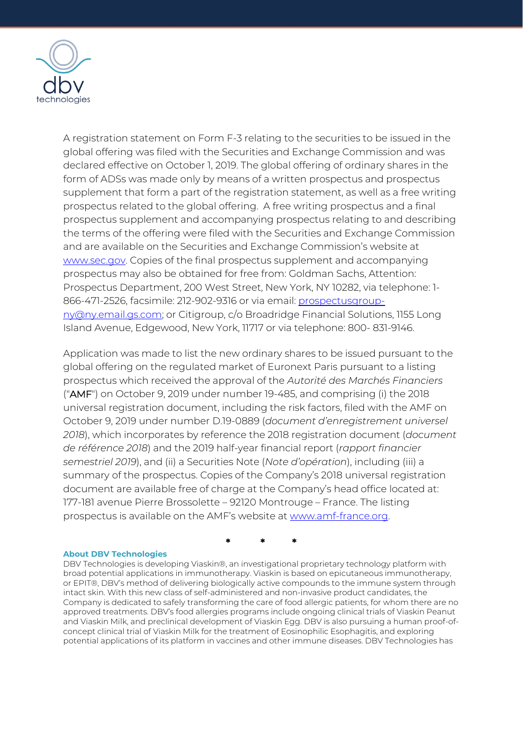A registration statement on Form F-3 relating to the securities to be issued in the global offering was filed with the Securities and Exchange Commission and was declared effective on October 1, 2019. The global offering of ordinary shares in the form of ADSs was made only by means of a written prospectus and prospectus supplement that form a part of the registration statement, as well as a free writing prospectus related to the global offering. A free writing prospectus and a final prospectus supplement and accompanying prospectus relating to and describing the terms of the offering were filed with the Securities and Exchange Commission and are available on the Securities and Exchange Commission's website at [www.sec.gov](http://www.sec.gov). Copies of the final prospectus supplement and accompanying prospectus may also be obtained for free from: Goldman Sachs, Attention: Prospectus Department, 200 West Street, New York, NY 10282, via telephone: 1-866-471-2526, facsimile: 212-902-9316 or via email: [prospectusgroup-ny@ny.email.gs.com](mailto:prospectusgroup-ny@ny.email.gs.com); or Citigroup, c/o Broadridge Financial Solutions, 1155 Long Island Avenue, Edgewood, New York, 11717 or via telephone: 800- 831-9146.

Application was made to list the new ordinary shares to be issued pursuant to the global offering on the regulated market of Euronext Paris pursuant to a listing prospectus which received the approval of the *Autorité des Marchés Financiers* ("AMF") on October 9, 2019 under number 19-485, and comprising (i) the 2018 universal registration document, including the risk factors, filed with the AMF on October 9, 2019 under number D.19-0889 (*document d'enregistrement universel 2018*), which incorporates by reference the 2018 registration document (*document de référence 2018*) and the 2019 half-year financial report (*rapport financier semestriel 2019*), and (ii) a Securities Note (*Note d'opération*), including (iii) a summary of the prospectus. Copies of the Company's 2018 universal registration document are available free of charge at the Company's head office located at: 177-181 avenue Pierre Brossolette – 92120 Montrouge – France. The listing prospectus is available on the AMF's website at [www.amf-france.org](http://www.amf-france.org).

\* \* \*

**About DBV Technologies**

DBV Technologies is developing Viaskin®, an investigational proprietary technology platform with broad potential applications in immunotherapy. Viaskin is based on epicutaneous immunotherapy, or EPIT®, DBV's method of delivering biologically active compounds to the immune system through intact skin. With this new class of self-administered and non-invasive product candidates, the Company is dedicated to safely transforming the care of food allergic patients, for whom there are no approved treatments. DBV's food allergies programs include ongoing clinical trials of Viaskin Peanut and Viaskin Milk, and preclinical development of Viaskin Egg. DBV is also pursuing a human proof-of-concept clinical trial of Viaskin Milk for the treatment of Eosinophilic Esophagitis, and exploring potential applications of its platform in vaccines and other immune diseases. DBV Technologies has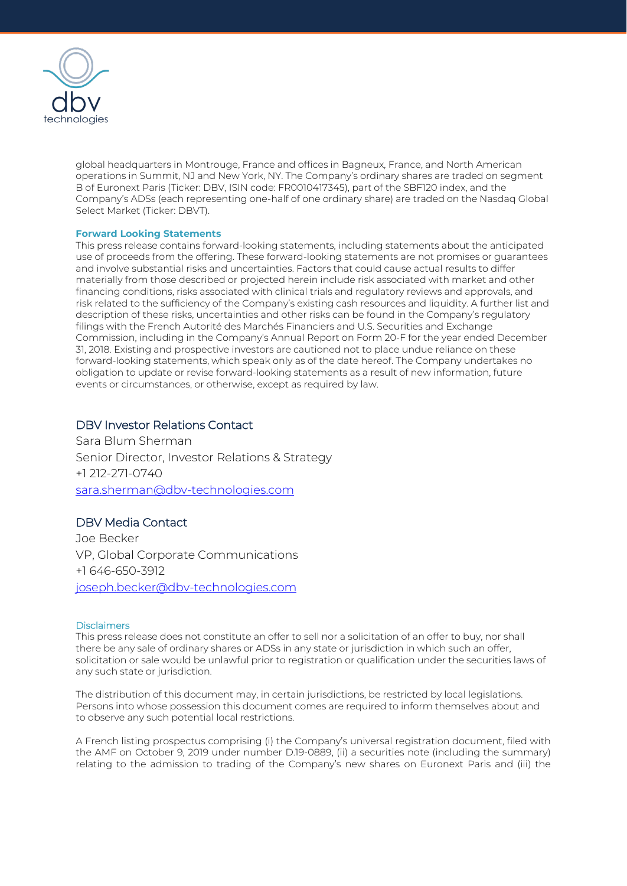global headquarters in Montrouge, France and offices in Bagneux, France, and North American operations in Summit, NJ and New York, NY. The Company's ordinary shares are traded on segment B of Euronext Paris (Ticker: DBV, ISIN code: FR0010417345), part of the SBF120 index, and the Company's ADSs (each representing one-half of one ordinary share) are traded on the Nasdaq Global Select Market (Ticker: DBVT).

**Forward Looking Statements**

This press release contains forward-looking statements, including statements about the anticipated use of proceeds from the offering. These forward-looking statements are not promises or guarantees and involve substantial risks and uncertainties. Factors that could cause actual results to differ materially from those described or projected herein include risk associated with market and other financing conditions, risks associated with clinical trials and regulatory reviews and approvals, and risk related to the sufficiency of the Company's existing cash resources and liquidity. A further list and description of these risks, uncertainties and other risks can be found in the Company's regulatory filings with the French Autorité des Marchés Financiers and U.S. Securities and Exchange Commission, including in the Company's Annual Report on Form 20-F for the year ended December 31, 2018. Existing and prospective investors are cautioned not to place undue reliance on these forward-looking statements, which speak only as of the date hereof. The Company undertakes no obligation to update or revise forward-looking statements as a result of new information, future events or circumstances, or otherwise, except as required by law.

## DBV Investor Relations Contact

Sara Blum Sherman
Senior Director, Investor Relations & Strategy
+1 212-271-0740
sara.sherman@dbv-technologies.com

## DBV Media Contact

Joe Becker
VP, Global Corporate Communications
+1 646-650-3912
joseph.becker@dbv-technologies.com

### Disclaimers

This press release does not constitute an offer to sell nor a solicitation of an offer to buy, nor shall there be any sale of ordinary shares or ADSs in any state or jurisdiction in which such an offer, solicitation or sale would be unlawful prior to registration or qualification under the securities laws of any such state or jurisdiction.

The distribution of this document may, in certain jurisdictions, be restricted by local legislations. Persons into whose possession this document comes are required to inform themselves about and to observe any such potential local restrictions.

A French listing prospectus comprising (i) the Company's universal registration document, filed with the AMF on October 9, 2019 under number D.19-0889, (ii) a securities note (including the summary) relating to the admission to trading of the Company's new shares on Euronext Paris and (iii) the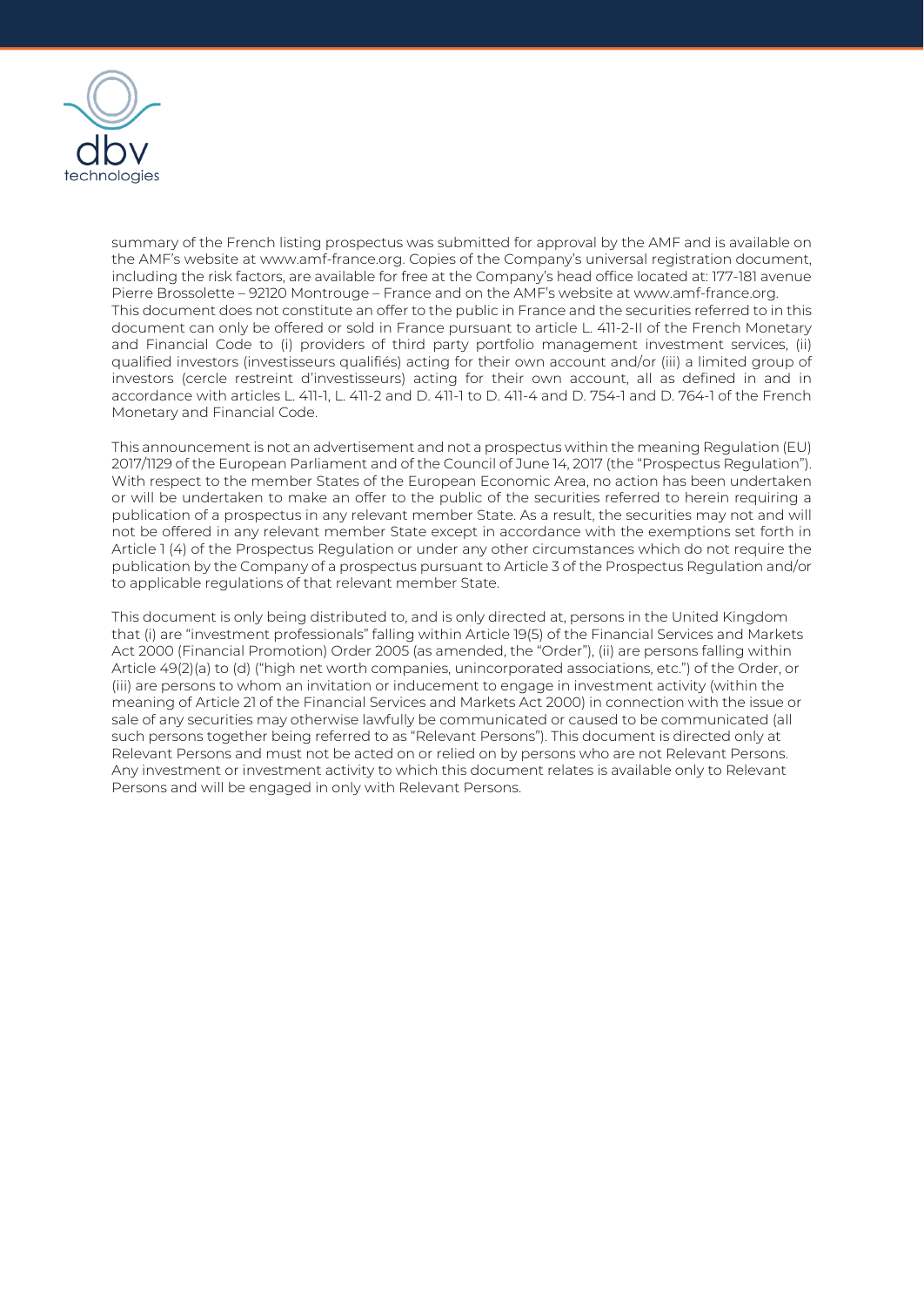summary of the French listing prospectus was submitted for approval by the AMF and is available on the AMF's website at www.amf-france.org. Copies of the Company's universal registration document, including the risk factors, are available for free at the Company's head office located at: 177-181 avenue Pierre Brossolette – 92120 Montrouge – France and on the AMF's website at www.amf-france.org. This document does not constitute an offer to the public in France and the securities referred to in this document can only be offered or sold in France pursuant to article L. 411-2-II of the French Monetary and Financial Code to (i) providers of third party portfolio management investment services, (ii) qualified investors (investisseurs qualifiés) acting for their own account and/or (iii) a limited group of investors (cercle restreint d'investisseurs) acting for their own account, all as defined in and in accordance with articles L. 411-1, L. 411-2 and D. 411-1 to D. 411-4 and D. 754-1 and D. 764-1 of the French Monetary and Financial Code.

This announcement is not an advertisement and not a prospectus within the meaning Regulation (EU) 2017/1129 of the European Parliament and of the Council of June 14, 2017 (the "Prospectus Regulation"). With respect to the member States of the European Economic Area, no action has been undertaken or will be undertaken to make an offer to the public of the securities referred to herein requiring a publication of a prospectus in any relevant member State. As a result, the securities may not and will not be offered in any relevant member State except in accordance with the exemptions set forth in Article 1 (4) of the Prospectus Regulation or under any other circumstances which do not require the publication by the Company of a prospectus pursuant to Article 3 of the Prospectus Regulation and/or to applicable regulations of that relevant member State.

This document is only being distributed to, and is only directed at, persons in the United Kingdom that (i) are "investment professionals" falling within Article 19(5) of the Financial Services and Markets Act 2000 (Financial Promotion) Order 2005 (as amended, the "Order"), (ii) are persons falling within Article 49(2)(a) to (d) ("high net worth companies, unincorporated associations, etc.") of the Order, or (iii) are persons to whom an invitation or inducement to engage in investment activity (within the meaning of Article 21 of the Financial Services and Markets Act 2000) in connection with the issue or sale of any securities may otherwise lawfully be communicated or caused to be communicated (all such persons together being referred to as "Relevant Persons"). This document is directed only at Relevant Persons and must not be acted on or relied on by persons who are not Relevant Persons. Any investment or investment activity to which this document relates is available only to Relevant Persons and will be engaged in only with Relevant Persons.